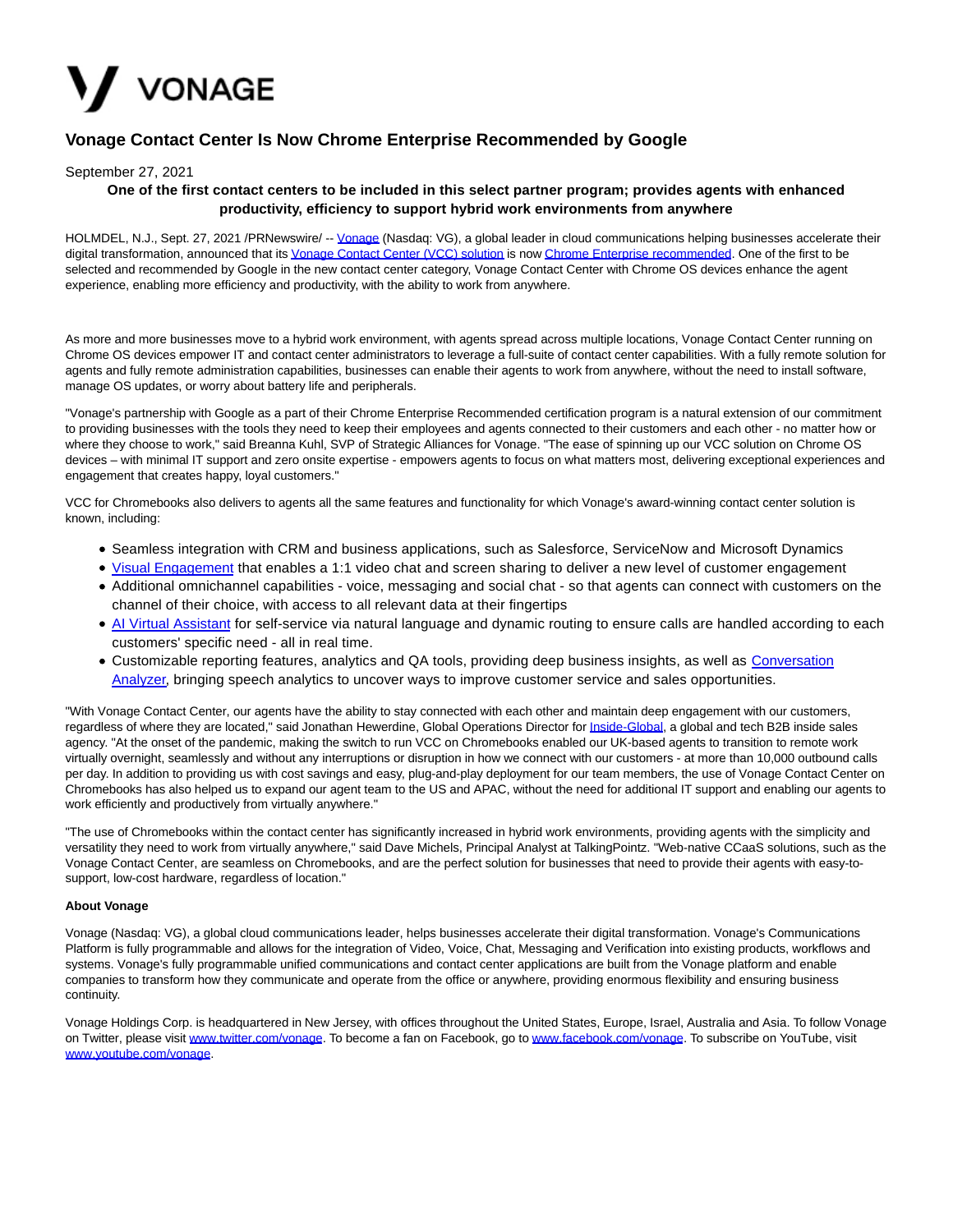VONAGE

# Vonage Contact Center Is Now Chrome Enterprise Recommended by Google

September 27, 2021

**One of the first contact centers to be included in this select partner program; provides agents with enhanced productivity, efficiency to support hybrid work environments from anywhere**

HOLMDEL, N.J., Sept. 27, 2021 /PRNewswire/ -- Vonage (Nasdaq: VG), a global leader in cloud communications helping businesses accelerate their digital transformation, announced that its Vonage Contact Center (VCC) solution is now Chrome Enterprise recommended. One of the first to be selected and recommended by Google in the new contact center category, Vonage Contact Center with Chrome OS devices enhance the agent experience, enabling more efficiency and productivity, with the ability to work from anywhere.

As more and more businesses move to a hybrid work environment, with agents spread across multiple locations, Vonage Contact Center running on Chrome OS devices empower IT and contact center administrators to leverage a full-suite of contact center capabilities. With a fully remote solution for agents and fully remote administration capabilities, businesses can enable their agents to work from anywhere, without the need to install software, manage OS updates, or worry about battery life and peripherals.

"Vonage's partnership with Google as a part of their Chrome Enterprise Recommended certification program is a natural extension of our commitment to providing businesses with the tools they need to keep their employees and agents connected to their customers and each other - no matter how or where they choose to work," said Breanna Kuhl, SVP of Strategic Alliances for Vonage. "The ease of spinning up our VCC solution on Chrome OS devices – with minimal IT support and zero onsite expertise - empowers agents to focus on what matters most, delivering exceptional experiences and engagement that creates happy, loyal customers."

VCC for Chromebooks also delivers to agents all the same features and functionality for which Vonage's award-winning contact center solution is known, including:

- Seamless integration with CRM and business applications, such as Salesforce, ServiceNow and Microsoft Dynamics
- Visual Engagement that enables a 1:1 video chat and screen sharing to deliver a new level of customer engagement
- Additional omnichannel capabilities - voice, messaging and social chat - so that agents can connect with customers on the channel of their choice, with access to all relevant data at their fingertips
- AI Virtual Assistant for self-service via natural language and dynamic routing to ensure calls are handled according to each customers' specific need - all in real time.
- Customizable reporting features, analytics and QA tools, providing deep business insights, as well as Conversation Analyzer, bringing speech analytics to uncover ways to improve customer service and sales opportunities.

"With Vonage Contact Center, our agents have the ability to stay connected with each other and maintain deep engagement with our customers, regardless of where they are located," said Jonathan Hewerdine, Global Operations Director for Inside-Global, a global and tech B2B inside sales agency. "At the onset of the pandemic, making the switch to run VCC on Chromebooks enabled our UK-based agents to transition to remote work virtually overnight, seamlessly and without any interruptions or disruption in how we connect with our customers - at more than 10,000 outbound calls per day. In addition to providing us with cost savings and easy, plug-and-play deployment for our team members, the use of Vonage Contact Center on Chromebooks has also helped us to expand our agent team to the US and APAC, without the need for additional IT support and enabling our agents to work efficiently and productively from virtually anywhere."

"The use of Chromebooks within the contact center has significantly increased in hybrid work environments, providing agents with the simplicity and versatility they need to work from virtually anywhere," said Dave Michels, Principal Analyst at TalkingPointz. "Web-native CCaaS solutions, such as the Vonage Contact Center, are seamless on Chromebooks, and are the perfect solution for businesses that need to provide their agents with easy-to-support, low-cost hardware, regardless of location."

**About Vonage**

Vonage (Nasdaq: VG), a global cloud communications leader, helps businesses accelerate their digital transformation. Vonage's Communications Platform is fully programmable and allows for the integration of Video, Voice, Chat, Messaging and Verification into existing products, workflows and systems. Vonage's fully programmable unified communications and contact center applications are built from the Vonage platform and enable companies to transform how they communicate and operate from the office or anywhere, providing enormous flexibility and ensuring business continuity.

Vonage Holdings Corp. is headquartered in New Jersey, with offices throughout the United States, Europe, Israel, Australia and Asia. To follow Vonage on Twitter, please visit www.twitter.com/vonage. To become a fan on Facebook, go to www.facebook.com/vonage. To subscribe on YouTube, visit www.youtube.com/vonage.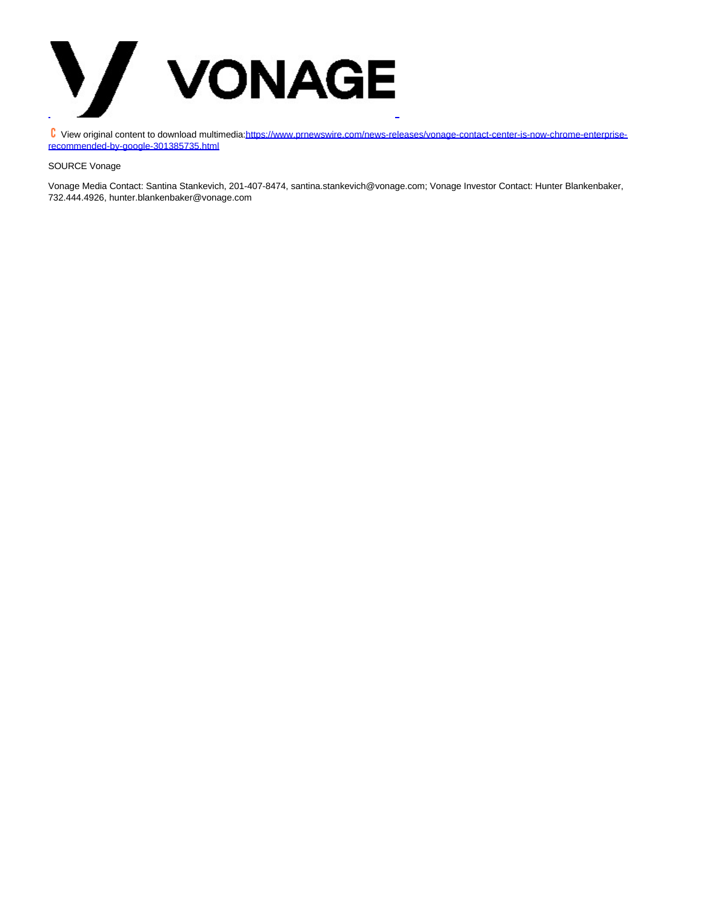View original content to download multimedia:https://www.prnewswire.com/news-releases/vonage-contact-center-is-now-chrome-enterprise-recommended-by-google-301385735.html

SOURCE Vonage

Vonage Media Contact: Santina Stankevich, 201-407-8474, santina.stankevich@vonage.com; Vonage Investor Contact: Hunter Blankenbaker, 732.444.4926, hunter.blankenbaker@vonage.com